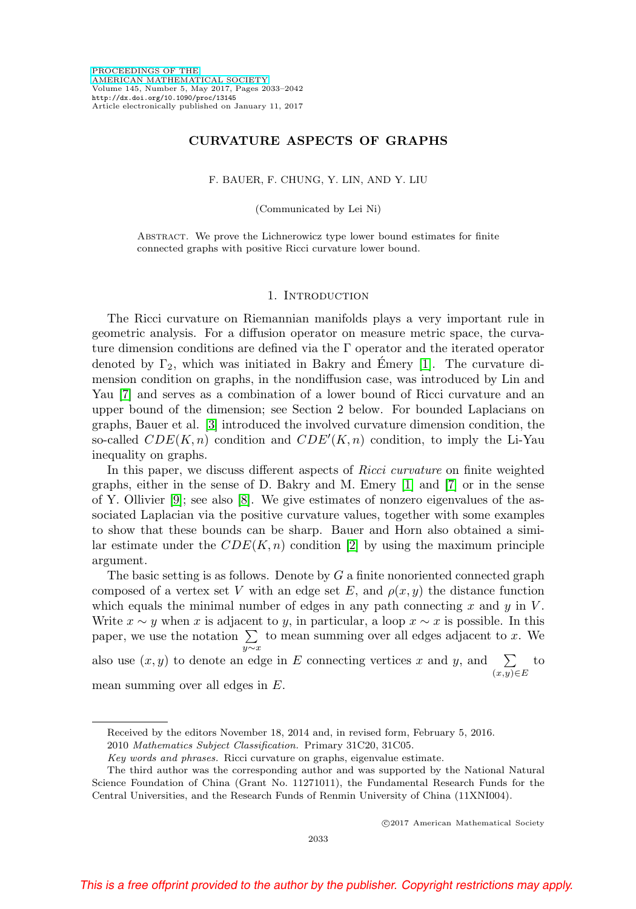# CURVATURE ASPECTS OF GRAPHS

F. BAUER, F. CHUNG, Y. LIN, AND Y. LIU

(Communicated by Lei Ni)

Abstract. We prove the Lichnerowicz type lower bound estimates for finite connected graphs with positive Ricci curvature lower bound.

## 1. Introduction

The Ricci curvature on Riemannian manifolds plays a very important rule in geometric analysis. For a diffusion operator on measure metric space, the curvature dimension conditions are defined via the $\Gamma$ operator and the iterated operator denoted by $\Gamma_2$, which was initiated in Bakry and Émery [1]. The curvature dimension condition on graphs, in the nondiffusion case, was introduced by Lin and Yau [7] and serves as a combination of a lower bound of Ricci curvature and an upper bound of the dimension; see Section 2 below. For bounded Laplacians on graphs, Bauer et al. [3] introduced the involved curvature dimension condition, the so-called $CDE(K, n)$ condition and $CDE'(K, n)$ condition, to imply the Li-Yau inequality on graphs.

In this paper, we discuss different aspects of *Ricci curvature* on finite weighted graphs, either in the sense of D. Bakry and M. Emery [1] and [7] or in the sense of Y. Ollivier [9]; see also [8]. We give estimates of nonzero eigenvalues of the associated Laplacian via the positive curvature values, together with some examples to show that these bounds can be sharp. Bauer and Horn also obtained a similar estimate under the $CDE(K, n)$ condition [2] by using the maximum principle argument.

The basic setting is as follows. Denote by $G$ a finite nonoriented connected graph composed of a vertex set $V$ with an edge set $E$, and $\rho(x, y)$ the distance function which equals the minimal number of edges in any path connecting $x$ and $y$ in $V$. Write $x \sim y$ when $x$ is adjacent to $y$, in particular, a loop $x \sim x$ is possible. In this paper, we use the notation $\sum_{y \sim x}$ to mean summing over all edges adjacent to $x$. We also use $(x, y)$ to denote an edge in $E$ connecting vertices $x$ and $y$, and $\sum_{(x,y) \in E}$ to mean summing over all edges in $E$.

---

Received by the editors November 18, 2014 and, in revised form, February 5, 2016.

2010 *Mathematics Subject Classification.* Primary 31C20, 31C05.

*Key words and phrases.* Ricci curvature on graphs, eigenvalue estimate.

The third author was the corresponding author and was supported by the National Natural Science Foundation of China (Grant No. 11271011), the Fundamental Research Funds for the Central Universities, and the Research Funds of Renmin University of China (11XNI004).

©2017 American Mathematical Society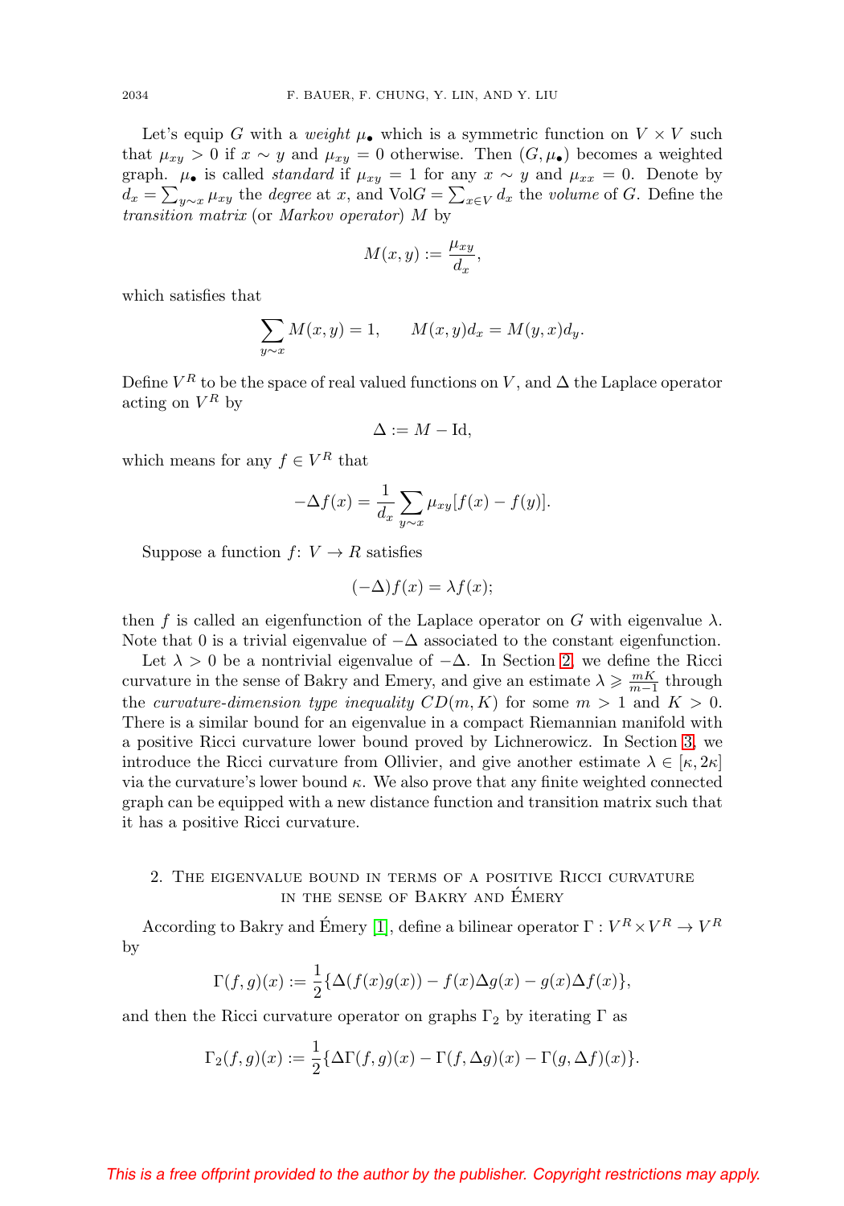Let's equip $G$ with a *weight* $\mu_\bullet$ which is a symmetric function on $V \times V$ such that $\mu_{xy} > 0$ if $x \sim y$ and $\mu_{xy} = 0$ otherwise. Then $(G, \mu_\bullet)$ becomes a weighted graph. $\mu_\bullet$ is called *standard* if $\mu_{xy} = 1$ for any $x \sim y$ and $\mu_{xx} = 0$. Denote by $d_x = \sum_{y \sim x} \mu_{xy}$ the *degree* at $x$, and $\mathrm{Vol}G = \sum_{x \in V} d_x$ the *volume* of $G$. Define the *transition matrix* (or *Markov operator*) $M$ by

$$M(x,y) := \frac{\mu_{xy}}{d_x},$$

which satisfies that

$$\sum_{y \sim x} M(x,y) = 1, \qquad M(x,y)d_x = M(y,x)d_y.$$

Define $V^R$ to be the space of real valued functions on $V$, and $\Delta$ the Laplace operator acting on $V^R$ by

$$\Delta := M - \mathrm{Id},$$

which means for any $f \in V^R$ that

$$-\Delta f(x) = \frac{1}{d_x} \sum_{y \sim x} \mu_{xy}[f(x) - f(y)].$$

Suppose a function $f\colon V \to R$ satisfies

$$(-\Delta) f(x) = \lambda f(x);$$

then $f$ is called an eigenfunction of the Laplace operator on $G$ with eigenvalue $\lambda$. Note that 0 is a trivial eigenvalue of $-\Delta$ associated to the constant eigenfunction.

Let $\lambda > 0$ be a nontrivial eigenvalue of $-\Delta$. In Section 2, we define the Ricci curvature in the sense of Bakry and Emery, and give an estimate $\lambda \geqslant \frac{mK}{m-1}$ through the *curvature-dimension type inequality* $CD(m, K)$ for some $m > 1$ and $K > 0$. There is a similar bound for an eigenvalue in a compact Riemannian manifold with a positive Ricci curvature lower bound proved by Lichnerowicz. In Section 3, we introduce the Ricci curvature from Ollivier, and give another estimate $\lambda \in [\kappa, 2\kappa]$ via the curvature's lower bound $\kappa$. We also prove that any finite weighted connected graph can be equipped with a new distance function and transition matrix such that it has a positive Ricci curvature.

## 2. The eigenvalue bound in terms of a positive Ricci curvature in the sense of Bakry and Émery

According to Bakry and Émery [1], define a bilinear operator $\Gamma : V^R \times V^R \to V^R$ by

$$\Gamma(f,g)(x) := \frac{1}{2}\{\Delta(f(x)g(x)) - f(x)\Delta g(x) - g(x)\Delta f(x)\},$$

and then the Ricci curvature operator on graphs $\Gamma_2$ by iterating $\Gamma$ as

$$\Gamma_2(f,g)(x) := \frac{1}{2}\{\Delta\Gamma(f,g)(x) - \Gamma(f,\Delta g)(x) - \Gamma(g,\Delta f)(x)\}.$$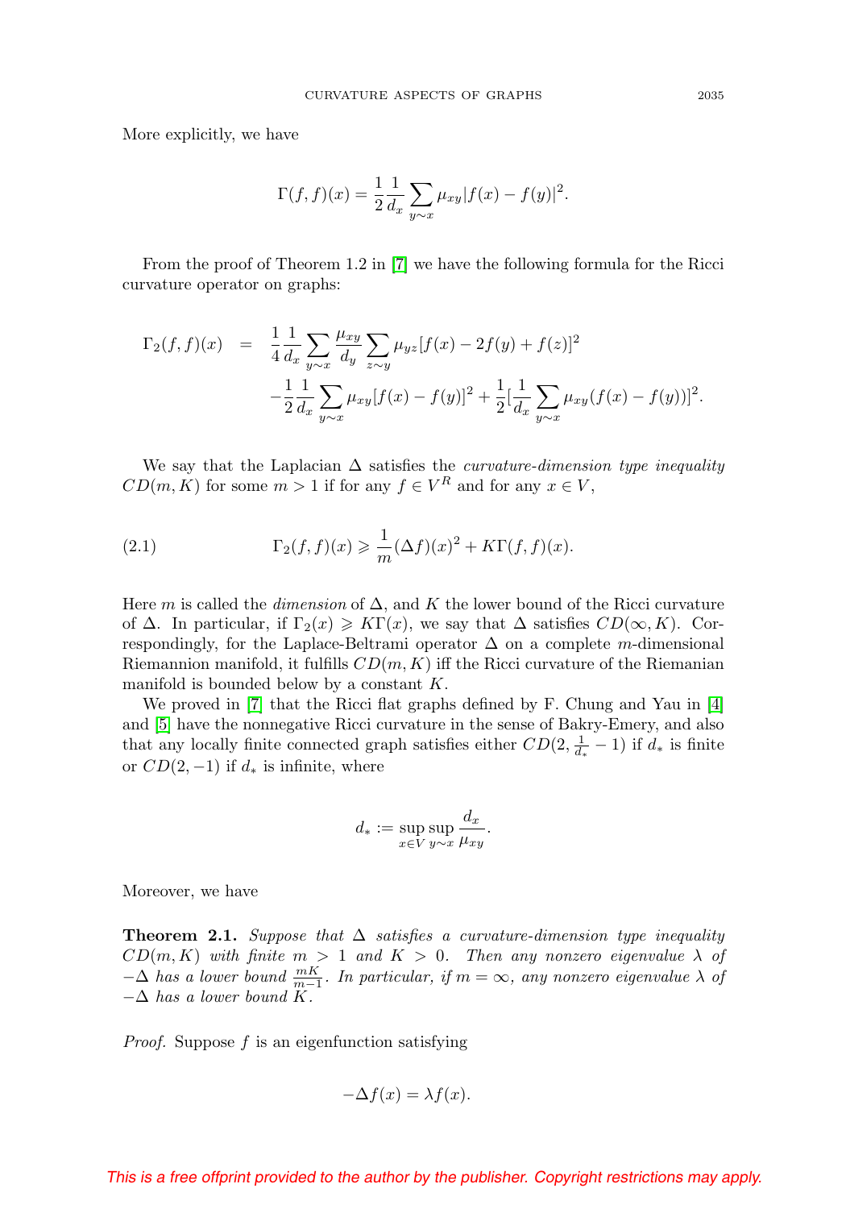More explicitly, we have

$$\Gamma(f,f)(x) = \frac{1}{2}\frac{1}{d_x}\sum_{y\sim x}\mu_{xy}|f(x)-f(y)|^2.$$

From the proof of Theorem 1.2 in [7] we have the following formula for the Ricci curvature operator on graphs:

$$\begin{aligned}\Gamma_2(f,f)(x) &= \frac{1}{4}\frac{1}{d_x}\sum_{y\sim x}\frac{\mu_{xy}}{d_y}\sum_{z\sim y}\mu_{yz}[f(x)-2f(y)+f(z)]^2 \\ &\quad -\frac{1}{2}\frac{1}{d_x}\sum_{y\sim x}\mu_{xy}[f(x)-f(y)]^2 + \frac{1}{2}[\frac{1}{d_x}\sum_{y\sim x}\mu_{xy}(f(x)-f(y))]^2.\end{aligned}$$

We say that the Laplacian $\Delta$ satisfies the *curvature-dimension type inequality* $CD(m,K)$ for some $m>1$ if for any $f\in V^R$ and for any $x\in V$,

$$\Gamma_2(f,f)(x) \geqslant \frac{1}{m}(\Delta f)(x)^2 + K\Gamma(f,f)(x). \tag{2.1}$$

Here $m$ is called the *dimension* of $\Delta$, and $K$ the lower bound of the Ricci curvature of $\Delta$. In particular, if $\Gamma_2(x)\geqslant K\Gamma(x)$, we say that $\Delta$ satisfies $CD(\infty,K)$. Correspondingly, for the Laplace-Beltrami operator $\Delta$ on a complete $m$-dimensional Riemannion manifold, it fulfills $CD(m,K)$ iff the Ricci curvature of the Riemanian manifold is bounded below by a constant $K$.

We proved in [7] that the Ricci flat graphs defined by F. Chung and Yau in [4] and [5] have the nonnegative Ricci curvature in the sense of Bakry-Emery, and also that any locally finite connected graph satisfies either $CD(2,\frac{1}{d_*}-1)$ if $d_*$ is finite or $CD(2,-1)$ if $d_*$ is infinite, where

$$d_* := \sup_{x\in V}\sup_{y\sim x}\frac{d_x}{\mu_{xy}}.$$

Moreover, we have

**Theorem 2.1.** *Suppose that $\Delta$ satisfies a curvature-dimension type inequality $CD(m,K)$ with finite $m>1$ and $K>0$. Then any nonzero eigenvalue $\lambda$ of $-\Delta$ has a lower bound $\frac{mK}{m-1}$. In particular, if $m=\infty$, any nonzero eigenvalue $\lambda$ of $-\Delta$ has a lower bound $K$.*

*Proof.* Suppose $f$ is an eigenfunction satisfying

$$-\Delta f(x) = \lambda f(x).$$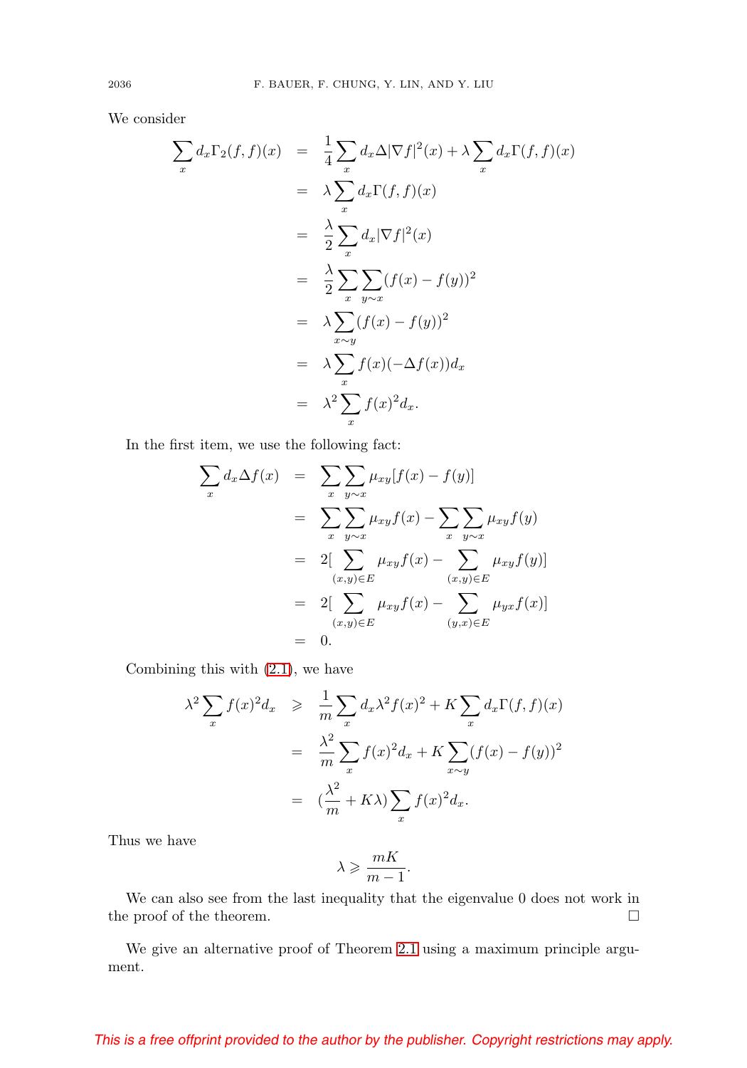We consider

$$
\begin{aligned}
\sum_x d_x \Gamma_2(f,f)(x) &= \frac{1}{4}\sum_x d_x \Delta |\nabla f|^2(x) + \lambda \sum_x d_x \Gamma(f,f)(x) \\
&= \lambda \sum_x d_x \Gamma(f,f)(x) \\
&= \frac{\lambda}{2}\sum_x d_x |\nabla f|^2(x) \\
&= \frac{\lambda}{2}\sum_x \sum_{y\sim x} (f(x)-f(y))^2 \\
&= \lambda \sum_{x\sim y} (f(x)-f(y))^2 \\
&= \lambda \sum_x f(x)(-\Delta f(x)) d_x \\
&= \lambda^2 \sum_x f(x)^2 d_x.
\end{aligned}
$$

In the first item, we use the following fact:

$$
\begin{aligned}
\sum_x d_x \Delta f(x) &= \sum_x \sum_{y\sim x} \mu_{xy}[f(x)-f(y)] \\
&= \sum_x \sum_{y\sim x} \mu_{xy} f(x) - \sum_x \sum_{y\sim x} \mu_{xy} f(y) \\
&= 2[\sum_{(x,y)\in E} \mu_{xy} f(x) - \sum_{(x,y)\in E} \mu_{xy} f(y)] \\
&= 2[\sum_{(x,y)\in E} \mu_{xy} f(x) - \sum_{(y,x)\in E} \mu_{yx} f(x)] \\
&= 0.
\end{aligned}
$$

Combining this with (2.1), we have

$$
\begin{aligned}
\lambda^2 \sum_x f(x)^2 d_x &\geqslant \frac{1}{m}\sum_x d_x \lambda^2 f(x)^2 + K\sum_x d_x \Gamma(f,f)(x) \\
&= \frac{\lambda^2}{m}\sum_x f(x)^2 d_x + K\sum_{x\sim y}(f(x)-f(y))^2 \\
&= (\frac{\lambda^2}{m} + K\lambda)\sum_x f(x)^2 d_x.
\end{aligned}
$$

Thus we have

$$
\lambda \geqslant \frac{mK}{m-1}.
$$

We can also see from the last inequality that the eigenvalue 0 does not work in the proof of the theorem. □

We give an alternative proof of Theorem 2.1 using a maximum principle argument.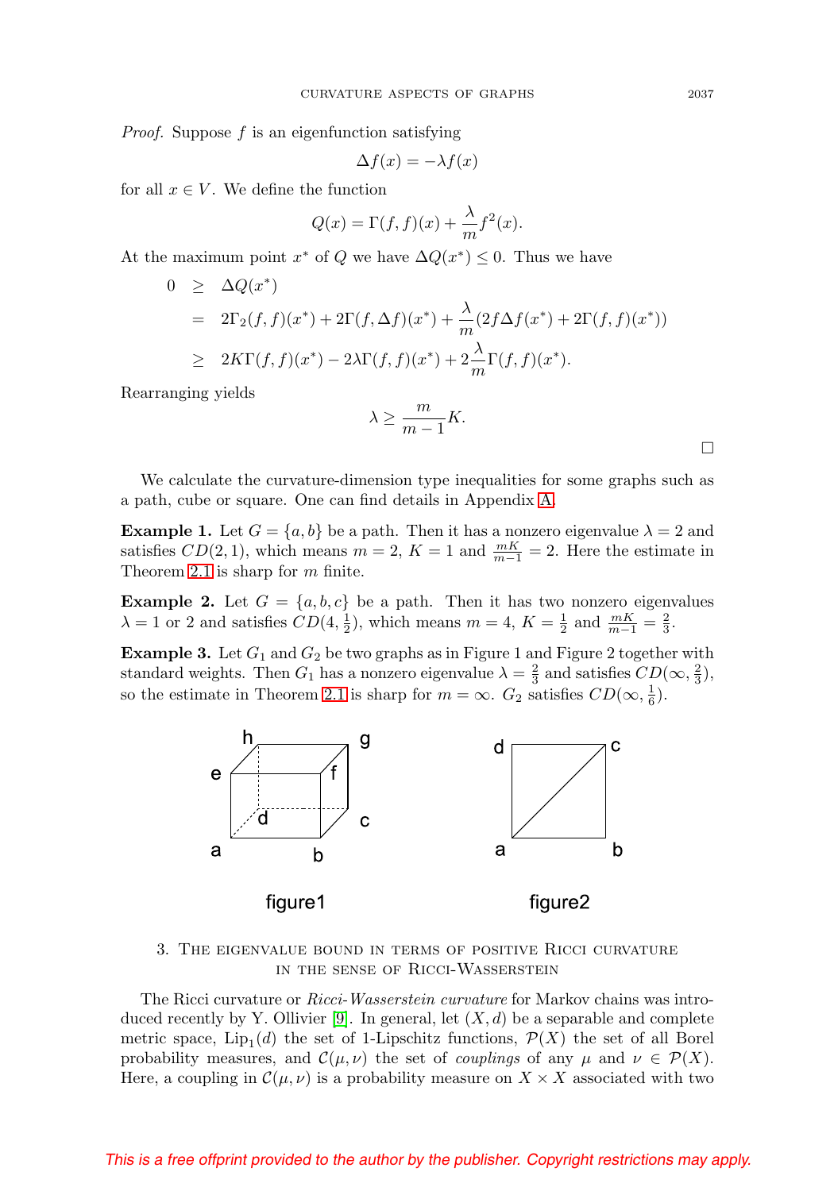*Proof.* Suppose $f$ is an eigenfunction satisfying

$$\Delta f(x) = -\lambda f(x)$$

for all $x \in V$. We define the function

$$Q(x) = \Gamma(f,f)(x) + \frac{\lambda}{m} f^2(x).$$

At the maximum point $x^*$ of $Q$ we have $\Delta Q(x^*) \leq 0$. Thus we have

$$\begin{aligned}
0 &\geq \Delta Q(x^*) \\
&= 2\Gamma_2(f,f)(x^*) + 2\Gamma(f,\Delta f)(x^*) + \frac{\lambda}{m}(2f\Delta f(x^*) + 2\Gamma(f,f)(x^*)) \\
&\geq 2K\Gamma(f,f)(x^*) - 2\lambda\Gamma(f,f)(x^*) + 2\frac{\lambda}{m}\Gamma(f,f)(x^*).
\end{aligned}$$

Rearranging yields

$$\lambda \geq \frac{m}{m-1}K.$$

□

We calculate the curvature-dimension type inequalities for some graphs such as a path, cube or square. One can find details in Appendix A.

**Example 1.** Let $G = \{a,b\}$ be a path. Then it has a nonzero eigenvalue $\lambda = 2$ and satisfies $CD(2,1)$, which means $m = 2$, $K = 1$ and $\frac{mK}{m-1} = 2$. Here the estimate in Theorem 2.1 is sharp for $m$ finite.

**Example 2.** Let $G = \{a,b,c\}$ be a path. Then it has two nonzero eigenvalues $\lambda = 1$ or $2$ and satisfies $CD(4, \frac{1}{2})$, which means $m = 4$, $K = \frac{1}{2}$ and $\frac{mK}{m-1} = \frac{2}{3}$.

**Example 3.** Let $G_1$ and $G_2$ be two graphs as in Figure 1 and Figure 2 together with standard weights. Then $G_1$ has a nonzero eigenvalue $\lambda = \frac{2}{3}$ and satisfies $CD(\infty, \frac{2}{3})$, so the estimate in Theorem 2.1 is sharp for $m = \infty$. $G_2$ satisfies $CD(\infty, \frac{1}{6})$.

figure1

figure2

## 3. The eigenvalue bound in terms of positive Ricci curvature in the sense of Ricci-Wasserstein

The Ricci curvature or *Ricci-Wasserstein curvature* for Markov chains was introduced recently by Y. Ollivier [9]. In general, let $(X,d)$ be a separable and complete metric space, $\mathrm{Lip}_1(d)$ the set of 1-Lipschitz functions, $\mathcal{P}(X)$ the set of all Borel probability measures, and $\mathcal{C}(\mu,\nu)$ the set of *couplings* of any $\mu$ and $\nu \in \mathcal{P}(X)$. Here, a coupling in $\mathcal{C}(\mu,\nu)$ is a probability measure on $X \times X$ associated with two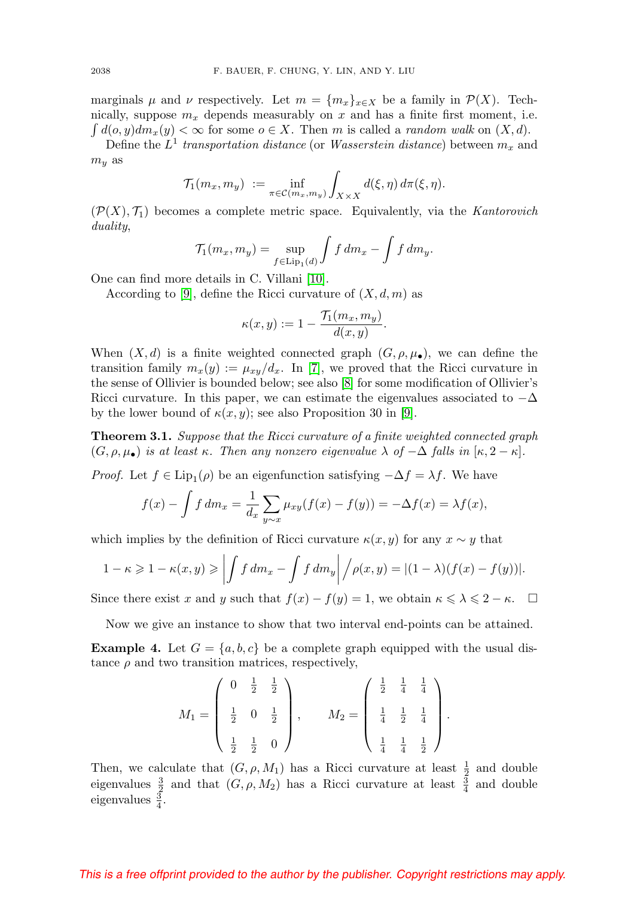marginals $\mu$ and $\nu$ respectively. Let $m = \{m_x\}_{x\in X}$ be a family in $\mathcal{P}(X)$. Technically, suppose $m_x$ depends measurably on $x$ and has a finite first moment, i.e. $\int d(o,y)dm_x(y) < \infty$ for some $o \in X$. Then $m$ is called a *random walk* on $(X, d)$.

Define the $L^1$ *transportation distance* (or *Wasserstein distance*) between $m_x$ and $m_y$ as

$$\mathcal{T}_1(m_x, m_y) \ := \inf_{\pi\in\mathcal{C}(m_x,m_y)} \int_{X\times X} d(\xi,\eta)\, d\pi(\xi,\eta).$$

$(\mathcal{P}(X), \mathcal{T}_1)$ becomes a complete metric space. Equivalently, via the *Kantorovich duality*,

$$\mathcal{T}_1(m_x, m_y) = \sup_{f\in \mathrm{Lip}_1(d)} \int f\, dm_x - \int f\, dm_y.$$

One can find more details in C. Villani [10].

According to [9], define the Ricci curvature of $(X, d, m)$ as

$$\kappa(x,y) := 1 - \frac{\mathcal{T}_1(m_x,m_y)}{d(x,y)}.$$

When $(X, d)$ is a finite weighted connected graph $(G, \rho, \mu_\bullet)$, we can define the transition family $m_x(y) := \mu_{xy}/d_x$. In [7], we proved that the Ricci curvature in the sense of Ollivier is bounded below; see also [8] for some modification of Ollivier's Ricci curvature. In this paper, we can estimate the eigenvalues associated to $-\Delta$ by the lower bound of $\kappa(x, y)$; see also Proposition 30 in [9].

**Theorem 3.1.** *Suppose that the Ricci curvature of a finite weighted connected graph $(G, \rho, \mu_\bullet)$ is at least $\kappa$. Then any nonzero eigenvalue $\lambda$ of $-\Delta$ falls in $[\kappa, 2 - \kappa]$.*

*Proof.* Let $f \in \mathrm{Lip}_1(\rho)$ be an eigenfunction satisfying $-\Delta f = \lambda f$. We have

$$f(x) - \int f\, dm_x = \frac{1}{d_x}\sum_{y\sim x} \mu_{xy}(f(x) - f(y)) = -\Delta f(x) = \lambda f(x),$$

which implies by the definition of Ricci curvature $\kappa(x, y)$ for any $x \sim y$ that

$$1-\kappa \geqslant 1-\kappa(x,y) \geqslant \left| \int f\, dm_x - \int f\, dm_y \right| \Big/ \rho(x,y) = |(1-\lambda)(f(x)-f(y))|.$$

Since there exist $x$ and $y$ such that $f(x) - f(y) = 1$, we obtain $\kappa \leqslant \lambda \leqslant 2 - \kappa$. $\square$

Now we give an instance to show that two interval end-points can be attained.

**Example 4.** Let $G = \{a, b, c\}$ be a complete graph equipped with the usual distance $\rho$ and two transition matrices, respectively,

$$M_1 = \begin{pmatrix} 0 & \frac{1}{2} & \frac{1}{2} \\ \frac{1}{2} & 0 & \frac{1}{2} \\ \frac{1}{2} & \frac{1}{2} & 0 \end{pmatrix}, \qquad M_2 = \begin{pmatrix} \frac{1}{2} & \frac{1}{4} & \frac{1}{4} \\ \frac{1}{4} & \frac{1}{2} & \frac{1}{4} \\ \frac{1}{4} & \frac{1}{4} & \frac{1}{2} \end{pmatrix}.$$

Then, we calculate that $(G, \rho, M_1)$ has a Ricci curvature at least $\frac{1}{2}$ and double eigenvalues $\frac{3}{2}$ and that $(G, \rho, M_2)$ has a Ricci curvature at least $\frac{3}{4}$ and double eigenvalues $\frac{3}{4}$.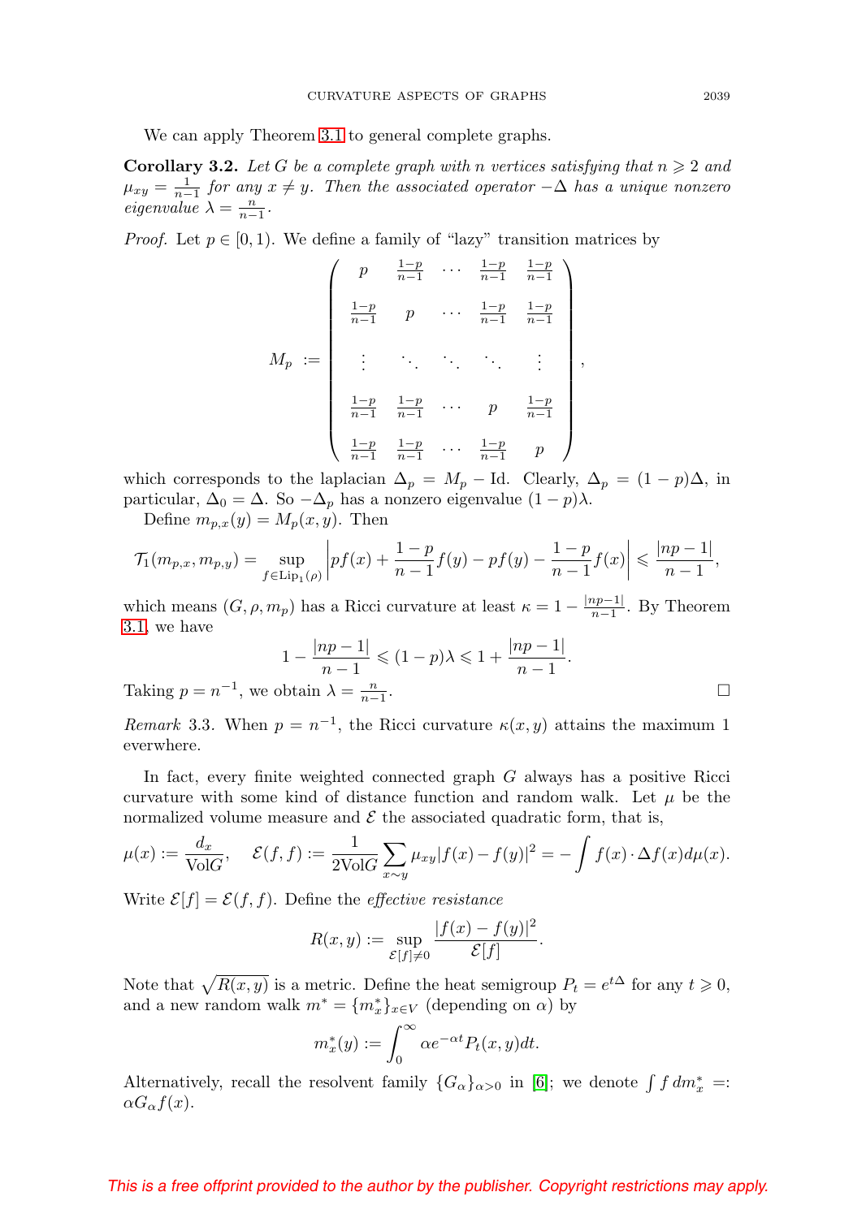We can apply Theorem 3.1 to general complete graphs.

**Corollary 3.2.** *Let $G$ be a complete graph with $n$ vertices satisfying that $n \geqslant 2$ and $\mu_{xy} = \frac{1}{n-1}$ for any $x \neq y$. Then the associated operator $-\Delta$ has a unique nonzero eigenvalue $\lambda = \frac{n}{n-1}$.*

*Proof.* Let $p \in [0, 1)$. We define a family of "lazy" transition matrices by

$$M_p := \begin{pmatrix} p & \frac{1-p}{n-1} & \cdots & \frac{1-p}{n-1} & \frac{1-p}{n-1} \\ \frac{1-p}{n-1} & p & \cdots & \frac{1-p}{n-1} & \frac{1-p}{n-1} \\ \vdots & \ddots & \ddots & \ddots & \vdots \\ \frac{1-p}{n-1} & \frac{1-p}{n-1} & \cdots & p & \frac{1-p}{n-1} \\ \frac{1-p}{n-1} & \frac{1-p}{n-1} & \cdots & \frac{1-p}{n-1} & p \end{pmatrix},$$

which corresponds to the laplacian $\Delta_p = M_p - \mathrm{Id}$. Clearly, $\Delta_p = (1-p)\Delta$, in particular, $\Delta_0 = \Delta$. So $-\Delta_p$ has a nonzero eigenvalue $(1-p)\lambda$.

Define $m_{p,x}(y) = M_p(x, y)$. Then

$$\mathcal{T}_1(m_{p,x}, m_{p,y}) = \sup_{f \in \mathrm{Lip}_1(\rho)} \left| pf(x) + \frac{1-p}{n-1}f(y) - pf(y) - \frac{1-p}{n-1}f(x) \right| \leqslant \frac{|np-1|}{n-1},$$

which means $(G, \rho, m_p)$ has a Ricci curvature at least $\kappa = 1 - \frac{|np-1|}{n-1}$. By Theorem 3.1, we have

$$1 - \frac{|np-1|}{n-1} \leqslant (1-p)\lambda \leqslant 1 + \frac{|np-1|}{n-1}.$$

Taking $p = n^{-1}$, we obtain $\lambda = \frac{n}{n-1}$. □

*Remark* 3.3. When $p = n^{-1}$, the Ricci curvature $\kappa(x, y)$ attains the maximum 1 everwhere.

In fact, every finite weighted connected graph $G$ always has a positive Ricci curvature with some kind of distance function and random walk. Let $\mu$ be the normalized volume measure and $\mathcal{E}$ the associated quadratic form, that is,

$$\mu(x) := \frac{d_x}{\mathrm{Vol}G}, \quad \mathcal{E}(f, f) := \frac{1}{2\mathrm{Vol}G} \sum_{x \sim y} \mu_{xy} |f(x) - f(y)|^2 = -\int f(x) \cdot \Delta f(x) d\mu(x).$$

Write $\mathcal{E}[f] = \mathcal{E}(f, f)$. Define the *effective resistance*

$$R(x, y) := \sup_{\mathcal{E}[f] \neq 0} \frac{|f(x) - f(y)|^2}{\mathcal{E}[f]}.$$

Note that $\sqrt{R(x, y)}$ is a metric. Define the heat semigroup $P_t = e^{t\Delta}$ for any $t \geqslant 0$, and a new random walk $m^* = \{m^*_x\}_{x \in V}$ (depending on $\alpha$) by

$$m^*_x(y) := \int_0^\infty \alpha e^{-\alpha t} P_t(x, y) dt.$$

Alternatively, recall the resolvent family $\{G_\alpha\}_{\alpha > 0}$ in [6]; we denote $\int f \, dm^*_x =: \alpha G_\alpha f(x)$.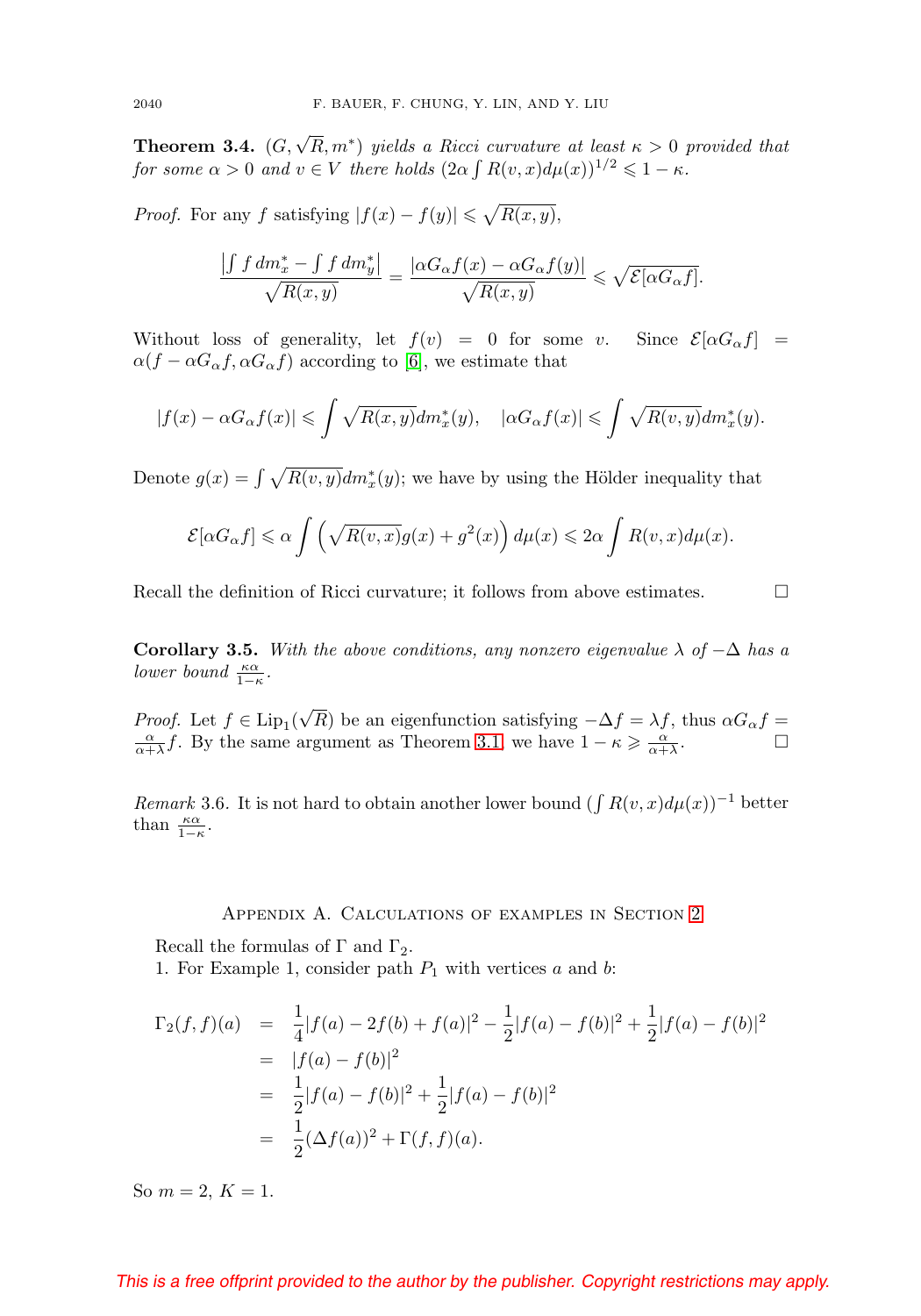**Theorem 3.4.** *$(G, \sqrt{R}, m^*)$ yields a Ricci curvature at least $\kappa > 0$ provided that for some $\alpha > 0$ and $v \in V$ there holds $(2\alpha \int R(v,x)d\mu(x))^{1/2} \leqslant 1 - \kappa$.*

*Proof.* For any $f$ satisfying $|f(x) - f(y)| \leqslant \sqrt{R(x,y)}$,

$$\frac{\left|\int f\, dm_x^* - \int f\, dm_y^*\right|}{\sqrt{R(x,y)}} = \frac{|\alpha G_\alpha f(x) - \alpha G_\alpha f(y)|}{\sqrt{R(x,y)}} \leqslant \sqrt{\mathcal{E}[\alpha G_\alpha f]}.$$

Without loss of generality, let $f(v) = 0$ for some $v$. Since $\mathcal{E}[\alpha G_\alpha f] = \alpha(f - \alpha G_\alpha f, \alpha G_\alpha f)$ according to [6], we estimate that

$$|f(x) - \alpha G_\alpha f(x)| \leqslant \int \sqrt{R(x,y)} dm_x^*(y), \quad |\alpha G_\alpha f(x)| \leqslant \int \sqrt{R(v,y)} dm_x^*(y).$$

Denote $g(x) = \int \sqrt{R(v,y)} dm_x^*(y)$; we have by using the Hölder inequality that

$$\mathcal{E}[\alpha G_\alpha f] \leqslant \alpha \int \left(\sqrt{R(v,x)} g(x) + g^2(x)\right) d\mu(x) \leqslant 2\alpha \int R(v,x) d\mu(x).$$

Recall the definition of Ricci curvature; it follows from above estimates. $\square$

**Corollary 3.5.** *With the above conditions, any nonzero eigenvalue $\lambda$ of $-\Delta$ has a lower bound $\frac{\kappa\alpha}{1-\kappa}$.*

*Proof.* Let $f \in \mathrm{Lip}_1(\sqrt{R})$ be an eigenfunction satisfying $-\Delta f = \lambda f$, thus $\alpha G_\alpha f = \frac{\alpha}{\alpha+\lambda} f$. By the same argument as Theorem 3.1 we have $1 - \kappa \geqslant \frac{\alpha}{\alpha+\lambda}$. $\square$

*Remark* 3.6. It is not hard to obtain another lower bound $(\int R(v,x)d\mu(x))^{-1}$ better than $\frac{\kappa\alpha}{1-\kappa}$.

## Appendix A. Calculations of examples in Section 2

Recall the formulas of $\Gamma$ and $\Gamma_2$.

1. For Example 1, consider path $P_1$ with vertices $a$ and $b$:

$$\begin{aligned}
\Gamma_2(f,f)(a) &= \frac{1}{4}|f(a) - 2f(b) + f(a)|^2 - \frac{1}{2}|f(a) - f(b)|^2 + \frac{1}{2}|f(a) - f(b)|^2 \\
&= |f(a) - f(b)|^2 \\
&= \frac{1}{2}|f(a) - f(b)|^2 + \frac{1}{2}|f(a) - f(b)|^2 \\
&= \frac{1}{2}(\Delta f(a))^2 + \Gamma(f,f)(a).
\end{aligned}$$

So $m = 2$, $K = 1$.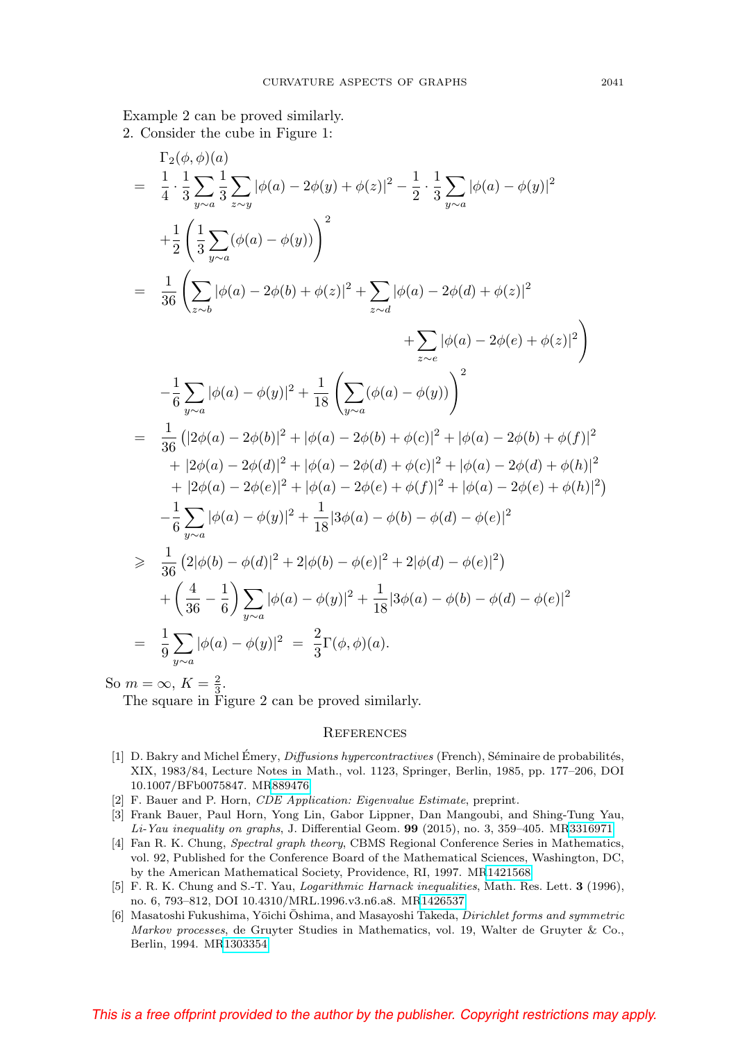Example 2 can be proved similarly.

2. Consider the cube in Figure 1:

$$
\begin{aligned}
&\Gamma_2(\phi,\phi)(a)\\
= {}& \frac{1}{4}\cdot\frac{1}{3}\sum_{y\sim a}\frac{1}{3}\sum_{z\sim y}|\phi(a)-2\phi(y)+\phi(z)|^2 - \frac{1}{2}\cdot\frac{1}{3}\sum_{y\sim a}|\phi(a)-\phi(y)|^2\\
&+\frac{1}{2}\left(\frac{1}{3}\sum_{y\sim a}(\phi(a)-\phi(y))\right)^2\\
= {}& \frac{1}{36}\left(\sum_{z\sim b}|\phi(a)-2\phi(b)+\phi(z)|^2+\sum_{z\sim d}|\phi(a)-2\phi(d)+\phi(z)|^2\right.\\
&\left.\qquad\qquad\qquad\qquad\qquad\qquad+\sum_{z\sim e}|\phi(a)-2\phi(e)+\phi(z)|^2\right)\\
&-\frac{1}{6}\sum_{y\sim a}|\phi(a)-\phi(y)|^2+\frac{1}{18}\left(\sum_{y\sim a}(\phi(a)-\phi(y))\right)^2\\
= {}& \frac{1}{36}\big(|2\phi(a)-2\phi(b)|^2+|\phi(a)-2\phi(b)+\phi(c)|^2+|\phi(a)-2\phi(b)+\phi(f)|^2\\
&+|2\phi(a)-2\phi(d)|^2+|\phi(a)-2\phi(d)+\phi(c)|^2+|\phi(a)-2\phi(d)+\phi(h)|^2\\
&+|2\phi(a)-2\phi(e)|^2+|\phi(a)-2\phi(e)+\phi(f)|^2+|\phi(a)-2\phi(e)+\phi(h)|^2\big)\\
&-\frac{1}{6}\sum_{y\sim a}|\phi(a)-\phi(y)|^2+\frac{1}{18}|3\phi(a)-\phi(b)-\phi(d)-\phi(e)|^2\\
\geqslant {}& \frac{1}{36}\left(2|\phi(b)-\phi(d)|^2+2|\phi(b)-\phi(e)|^2+2|\phi(d)-\phi(e)|^2\right)\\
&+\left(\frac{4}{36}-\frac{1}{6}\right)\sum_{y\sim a}|\phi(a)-\phi(y)|^2+\frac{1}{18}|3\phi(a)-\phi(b)-\phi(d)-\phi(e)|^2\\
= {}& \frac{1}{9}\sum_{y\sim a}|\phi(a)-\phi(y)|^2 \;=\; \frac{2}{3}\Gamma(\phi,\phi)(a).
\end{aligned}
$$

So $m=\infty$, $K=\frac{2}{3}$.

The square in Figure 2 can be proved similarly.

## References

[1] D. Bakry and Michel Émery, *Diffusions hypercontractives* (French), Séminaire de probabilités, XIX, 1983/84, Lecture Notes in Math., vol. 1123, Springer, Berlin, 1985, pp. 177–206, DOI 10.1007/BFb0075847. MR889476

[2] F. Bauer and P. Horn, *CDE Application: Eigenvalue Estimate*, preprint.

[3] Frank Bauer, Paul Horn, Yong Lin, Gabor Lippner, Dan Mangoubi, and Shing-Tung Yau, *Li-Yau inequality on graphs*, J. Differential Geom. **99** (2015), no. 3, 359–405. MR3316971

[4] Fan R. K. Chung, *Spectral graph theory*, CBMS Regional Conference Series in Mathematics, vol. 92, Published for the Conference Board of the Mathematical Sciences, Washington, DC, by the American Mathematical Society, Providence, RI, 1997. MR1421568

[5] F. R. K. Chung and S.-T. Yau, *Logarithmic Harnack inequalities*, Math. Res. Lett. **3** (1996), no. 6, 793–812, DOI 10.4310/MRL.1996.v3.n6.a8. MR1426537

[6] Masatoshi Fukushima, Yōichi Ōshima, and Masayoshi Takeda, *Dirichlet forms and symmetric Markov processes*, de Gruyter Studies in Mathematics, vol. 19, Walter de Gruyter & Co., Berlin, 1994. MR1303354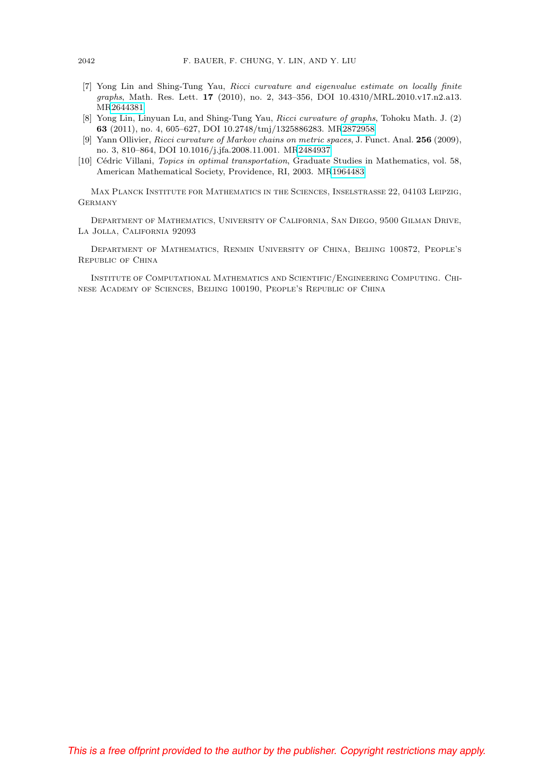[7] Yong Lin and Shing-Tung Yau, *Ricci curvature and eigenvalue estimate on locally finite graphs*, Math. Res. Lett. **17** (2010), no. 2, 343–356, DOI 10.4310/MRL.2010.v17.n2.a13. MR2644381

[8] Yong Lin, Linyuan Lu, and Shing-Tung Yau, *Ricci curvature of graphs*, Tohoku Math. J. (2) **63** (2011), no. 4, 605–627, DOI 10.2748/tmj/1325886283. MR2872958

[9] Yann Ollivier, *Ricci curvature of Markov chains on metric spaces*, J. Funct. Anal. **256** (2009), no. 3, 810–864, DOI 10.1016/j.jfa.2008.11.001. MR2484937

[10] Cédric Villani, *Topics in optimal transportation*, Graduate Studies in Mathematics, vol. 58, American Mathematical Society, Providence, RI, 2003. MR1964483

Max Planck Institute for Mathematics in the Sciences, Inselstrasse 22, 04103 Leipzig, Germany

Department of Mathematics, University of California, San Diego, 9500 Gilman Drive, La Jolla, California 92093

Department of Mathematics, Renmin University of China, Beijing 100872, People's Republic of China

Institute of Computational Mathematics and Scientific/Engineering Computing. Chinese Academy of Sciences, Beijing 100190, People's Republic of China

This is a free offprint provided to the author by the publisher. Copyright restrictions may apply.